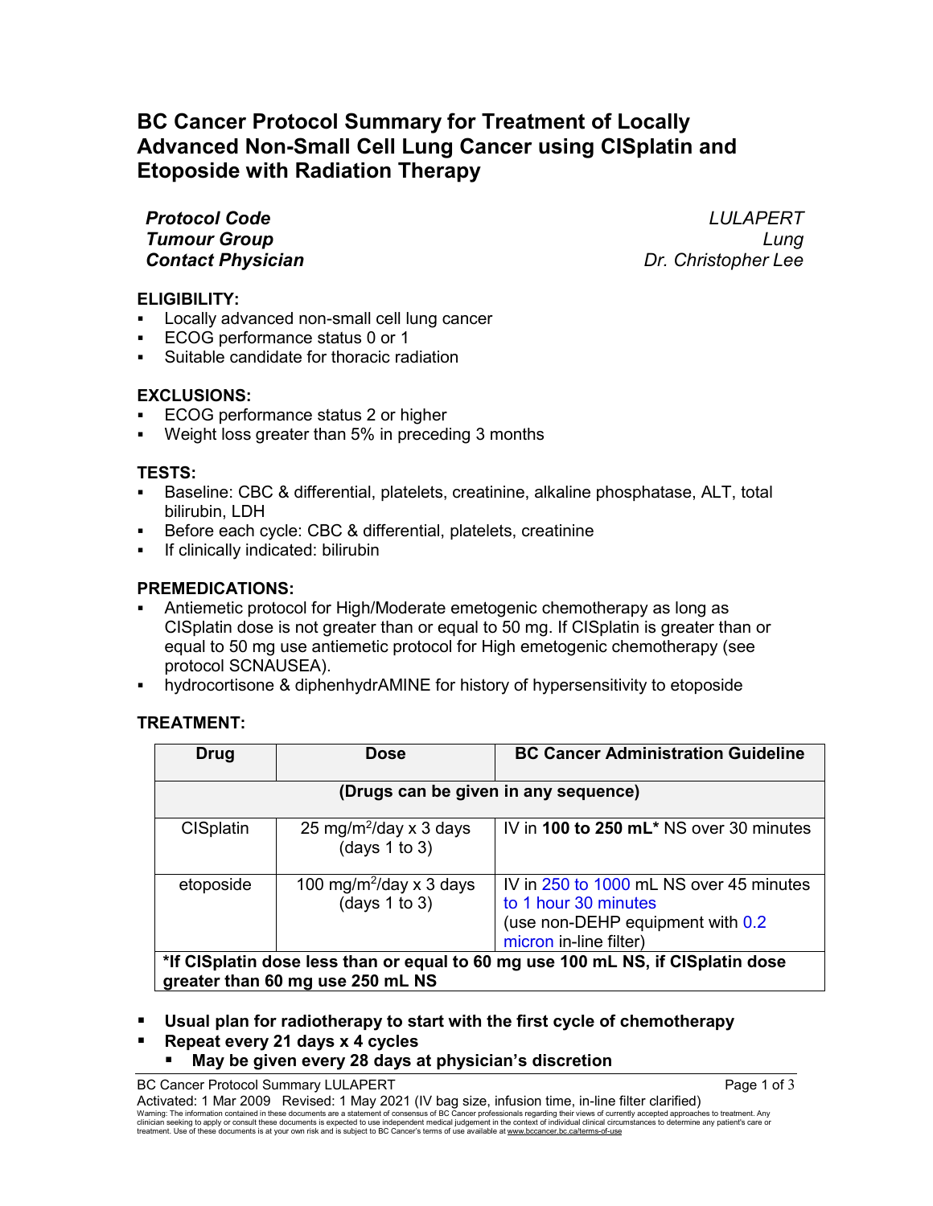# BC Cancer Protocol Summary for Treatment of Locally Advanced Non-Small Cell Lung Cancer using CISplatin and Etoposide with Radiation Therapy

| | |
|---|---|
| ***Protocol Code*** | *LULAPERT* |
| ***Tumour Group*** | *Lung* |
| ***Contact Physician*** | *Dr. Christopher Lee* |

## ELIGIBILITY:

- Locally advanced non-small cell lung cancer
- ECOG performance status 0 or 1
- Suitable candidate for thoracic radiation

## EXCLUSIONS:

- ECOG performance status 2 or higher
- Weight loss greater than 5% in preceding 3 months

## TESTS:

- Baseline: CBC & differential, platelets, creatinine, alkaline phosphatase, ALT, total bilirubin, LDH
- Before each cycle: CBC & differential, platelets, creatinine
- If clinically indicated: bilirubin

## PREMEDICATIONS:

- Antiemetic protocol for High/Moderate emetogenic chemotherapy as long as CISplatin dose is not greater than or equal to 50 mg. If CISplatin is greater than or equal to 50 mg use antiemetic protocol for High emetogenic chemotherapy (see protocol SCNAUSEA).
- hydrocortisone & diphenhydrAMINE for history of hypersensitivity to etoposide

## TREATMENT:

| Drug | Dose | BC Cancer Administration Guideline |
|---|---|---|
| **(Drugs can be given in any sequence)** | | |
| CISplatin | 25 mg/m$^2$/day x 3 days (days 1 to 3) | IV in **100 to 250 mL*** NS over 30 minutes |
| etoposide | 100 mg/m$^2$/day x 3 days (days 1 to 3) | IV in 250 to 1000 mL NS over 45 minutes to 1 hour 30 minutes (use non-DEHP equipment with 0.2 micron in-line filter) |
| ***If CISplatin dose less than or equal to 60 mg use 100 mL NS, if CISplatin dose greater than 60 mg use 250 mL NS** | | |

- **Usual plan for radiotherapy to start with the first cycle of chemotherapy**
- **Repeat every 21 days x 4 cycles**
  - **May be given every 28 days at physician's discretion**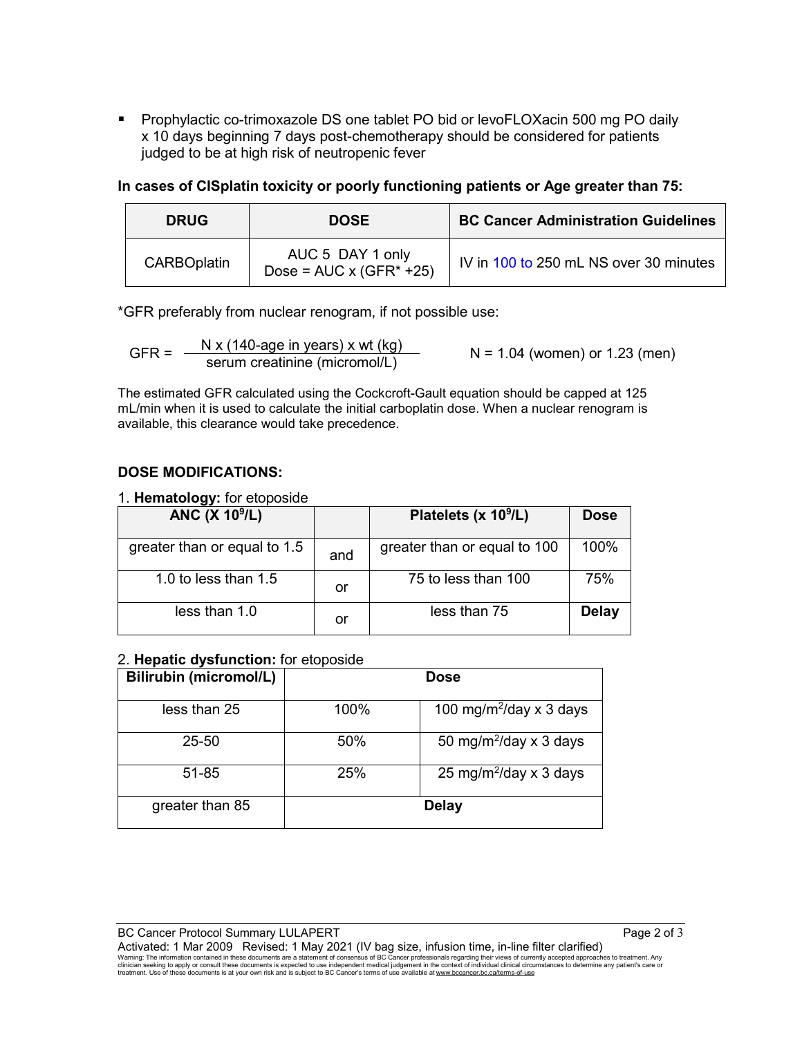- Prophylactic co-trimoxazole DS one tablet PO bid or levoFLOXacin 500 mg PO daily x 10 days beginning 7 days post-chemotherapy should be considered for patients judged to be at high risk of neutropenic fever

**In cases of CISplatin toxicity or poorly functioning patients or Age greater than 75:**

| DRUG | DOSE | BC Cancer Administration Guidelines |
|---|---|---|
| CARBOplatin | AUC 5 DAY 1 only<br>Dose = AUC x (GFR* +25) | IV in 100 to 250 mL NS over 30 minutes |

*GFR preferably from nuclear renogram, if not possible use:

$$GFR = \frac{N \times (140 - \text{age in years}) \times \text{wt (kg)}}{\text{serum creatinine (micromol/L)}} \qquad N = 1.04 \text{ (women) or } 1.23 \text{ (men)}$$

The estimated GFR calculated using the Cockcroft-Gault equation should be capped at 125 mL/min when it is used to calculate the initial carboplatin dose. When a nuclear renogram is available, this clearance would take precedence.

**DOSE MODIFICATIONS:**

1. **Hematology:** for etoposide

| ANC ($\times 10^9$/L) | | Platelets ($\times 10^9$/L) | Dose |
|---|---|---|---|
| greater than or equal to 1.5 | and | greater than or equal to 100 | 100% |
| 1.0 to less than 1.5 | or | 75 to less than 100 | 75% |
| less than 1.0 | or | less than 75 | **Delay** |

2. **Hepatic dysfunction:** for etoposide

| Bilirubin (micromol/L) | Dose | |
|---|---|---|
| less than 25 | 100% | 100 mg/m$^2$/day x 3 days |
| 25-50 | 50% | 50 mg/m$^2$/day x 3 days |
| 51-85 | 25% | 25 mg/m$^2$/day x 3 days |
| greater than 85 | **Delay** | |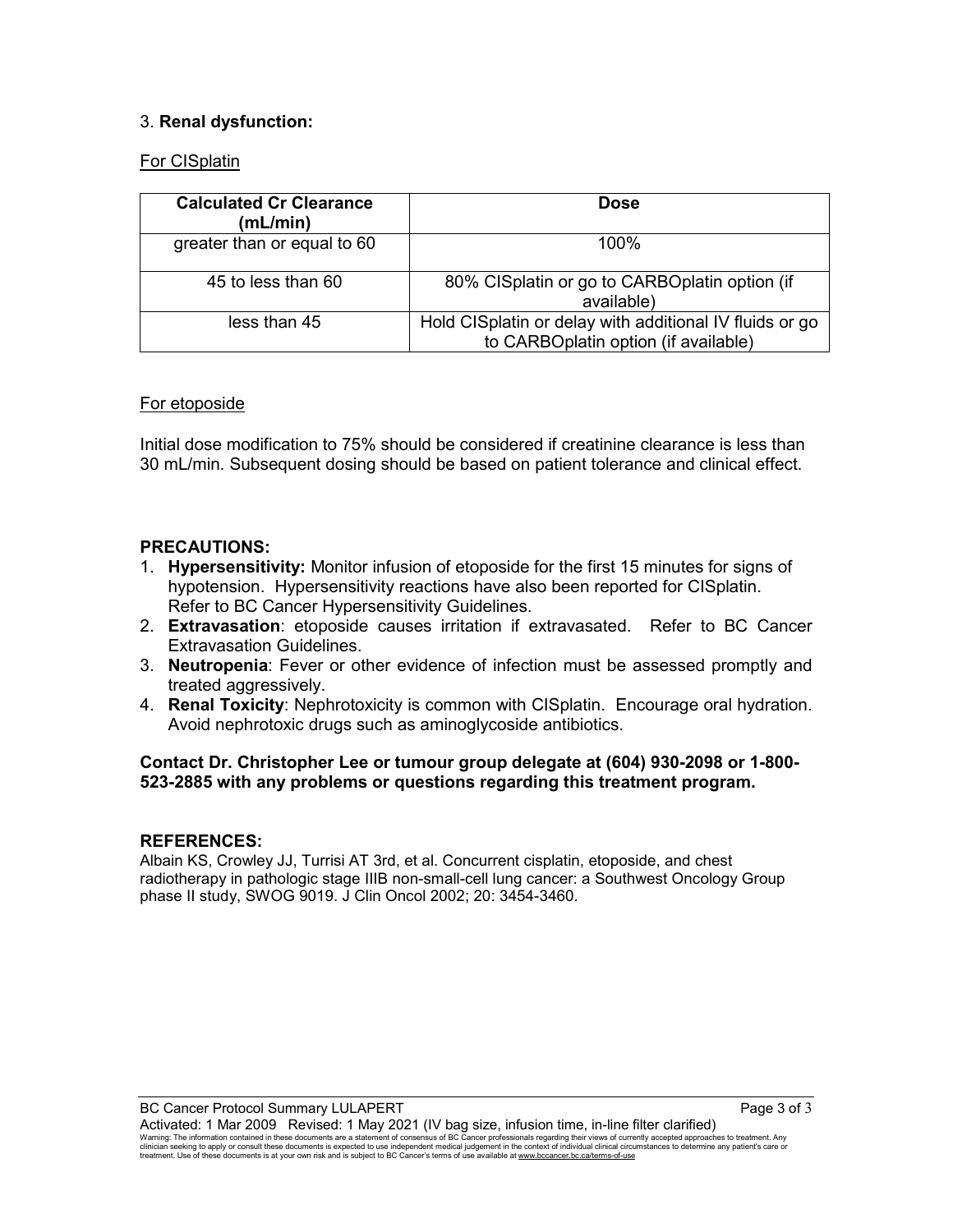3. **Renal dysfunction:**

For CISplatin

| Calculated Cr Clearance (mL/min) | Dose |
|---|---|
| greater than or equal to 60 | 100% |
| 45 to less than 60 | 80% CISplatin or go to CARBOplatin option (if available) |
| less than 45 | Hold CISplatin or delay with additional IV fluids or go to CARBOplatin option (if available) |

For etoposide

Initial dose modification to 75% should be considered if creatinine clearance is less than 30 mL/min. Subsequent dosing should be based on patient tolerance and clinical effect.

## PRECAUTIONS:

1. **Hypersensitivity:** Monitor infusion of etoposide for the first 15 minutes for signs of hypotension. Hypersensitivity reactions have also been reported for CISplatin. Refer to BC Cancer Hypersensitivity Guidelines.
2. **Extravasation**: etoposide causes irritation if extravasated. Refer to BC Cancer Extravasation Guidelines.
3. **Neutropenia**: Fever or other evidence of infection must be assessed promptly and treated aggressively.
4. **Renal Toxicity**: Nephrotoxicity is common with CISplatin. Encourage oral hydration. Avoid nephrotoxic drugs such as aminoglycoside antibiotics.

**Contact Dr. Christopher Lee or tumour group delegate at (604) 930-2098 or 1-800-523-2885 with any problems or questions regarding this treatment program.**

## REFERENCES:

Albain KS, Crowley JJ, Turrisi AT 3rd, et al. Concurrent cisplatin, etoposide, and chest radiotherapy in pathologic stage IIIB non-small-cell lung cancer: a Southwest Oncology Group phase II study, SWOG 9019. J Clin Oncol 2002; 20: 3454-3460.